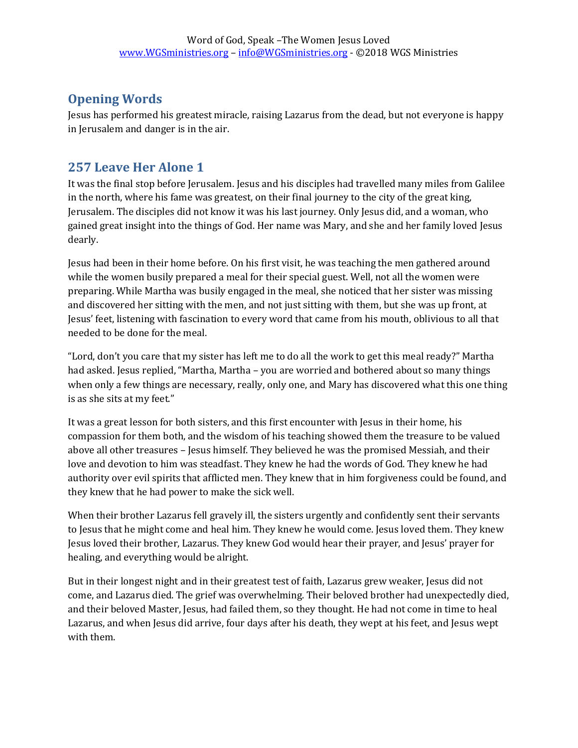## Opening Words

Jesus has performed his greatest miracle, raising Lazarus from the dead, but not everyone is happy in Jerusalem and danger is in the air.

## 257 Leave Her Alone 1

It was the final stop before Jerusalem. Jesus and his disciples had travelled many miles from Galilee in the north, where his fame was greatest, on their final journey to the city of the great king, Jerusalem. The disciples did not know it was his last journey. Only Jesus did, and a woman, who gained great insight into the things of God. Her name was Mary, and she and her family loved Jesus dearly.

Jesus had been in their home before. On his first visit, he was teaching the men gathered around while the women busily prepared a meal for their special guest. Well, not all the women were preparing. While Martha was busily engaged in the meal, she noticed that her sister was missing and discovered her sitting with the men, and not just sitting with them, but she was up front, at Jesus' feet, listening with fascination to every word that came from his mouth, oblivious to all that needed to be done for the meal.

"Lord, don't you care that my sister has left me to do all the work to get this meal ready?" Martha had asked. Jesus replied, "Martha, Martha – you are worried and bothered about so many things when only a few things are necessary, really, only one, and Mary has discovered what this one thing is as she sits at my feet."

It was a great lesson for both sisters, and this first encounter with Jesus in their home, his compassion for them both, and the wisdom of his teaching showed them the treasure to be valued above all other treasures – Jesus himself. They believed he was the promised Messiah, and their love and devotion to him was steadfast. They knew he had the words of God. They knew he had authority over evil spirits that afflicted men. They knew that in him forgiveness could be found, and they knew that he had power to make the sick well.

When their brother Lazarus fell gravely ill, the sisters urgently and confidently sent their servants to Jesus that he might come and heal him. They knew he would come. Jesus loved them. They knew Jesus loved their brother, Lazarus. They knew God would hear their prayer, and Jesus' prayer for healing, and everything would be alright.

But in their longest night and in their greatest test of faith, Lazarus grew weaker, Jesus did not come, and Lazarus died. The grief was overwhelming. Their beloved brother had unexpectedly died, and their beloved Master, Jesus, had failed them, so they thought. He had not come in time to heal Lazarus, and when Jesus did arrive, four days after his death, they wept at his feet, and Jesus wept with them.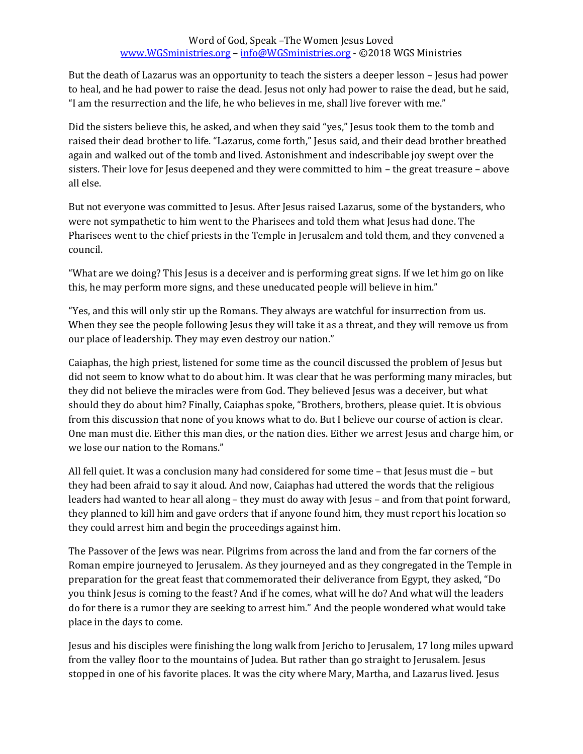But the death of Lazarus was an opportunity to teach the sisters a deeper lesson – Jesus had power to heal, and he had power to raise the dead. Jesus not only had power to raise the dead, but he said, "I am the resurrection and the life, he who believes in me, shall live forever with me."

Did the sisters believe this, he asked, and when they said "yes," Jesus took them to the tomb and raised their dead brother to life. "Lazarus, come forth," Jesus said, and their dead brother breathed again and walked out of the tomb and lived. Astonishment and indescribable joy swept over the sisters. Their love for Jesus deepened and they were committed to him – the great treasure – above all else.

But not everyone was committed to Jesus. After Jesus raised Lazarus, some of the bystanders, who were not sympathetic to him went to the Pharisees and told them what Jesus had done. The Pharisees went to the chief priests in the Temple in Jerusalem and told them, and they convened a council.

"What are we doing? This Jesus is a deceiver and is performing great signs. If we let him go on like this, he may perform more signs, and these uneducated people will believe in him."

"Yes, and this will only stir up the Romans. They always are watchful for insurrection from us. When they see the people following Jesus they will take it as a threat, and they will remove us from our place of leadership. They may even destroy our nation."

Caiaphas, the high priest, listened for some time as the council discussed the problem of Jesus but did not seem to know what to do about him. It was clear that he was performing many miracles, but they did not believe the miracles were from God. They believed Jesus was a deceiver, but what should they do about him? Finally, Caiaphas spoke, "Brothers, brothers, please quiet. It is obvious from this discussion that none of you knows what to do. But I believe our course of action is clear. One man must die. Either this man dies, or the nation dies. Either we arrest Jesus and charge him, or we lose our nation to the Romans."

All fell quiet. It was a conclusion many had considered for some time – that Jesus must die – but they had been afraid to say it aloud. And now, Caiaphas had uttered the words that the religious leaders had wanted to hear all along – they must do away with Jesus – and from that point forward, they planned to kill him and gave orders that if anyone found him, they must report his location so they could arrest him and begin the proceedings against him.

The Passover of the Jews was near. Pilgrims from across the land and from the far corners of the Roman empire journeyed to Jerusalem. As they journeyed and as they congregated in the Temple in preparation for the great feast that commemorated their deliverance from Egypt, they asked, "Do you think Jesus is coming to the feast? And if he comes, what will he do? And what will the leaders do for there is a rumor they are seeking to arrest him." And the people wondered what would take place in the days to come.

Jesus and his disciples were finishing the long walk from Jericho to Jerusalem, 17 long miles upward from the valley floor to the mountains of Judea. But rather than go straight to Jerusalem. Jesus stopped in one of his favorite places. It was the city where Mary, Martha, and Lazarus lived. Jesus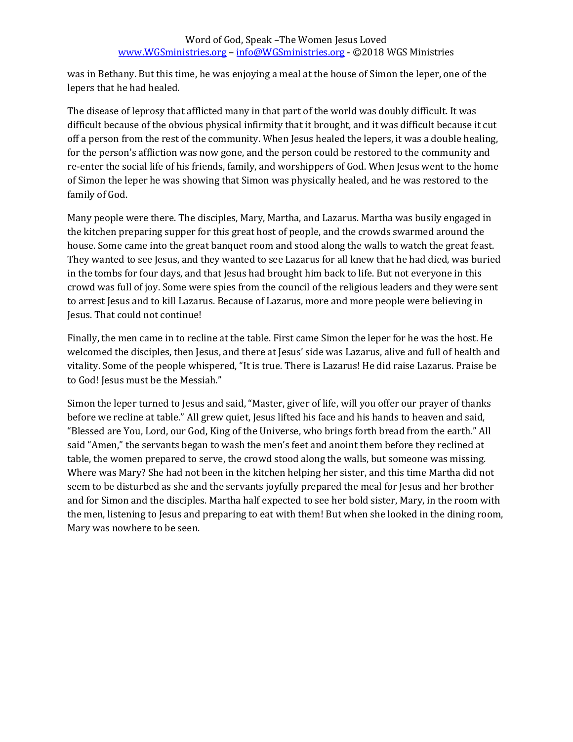was in Bethany. But this time, he was enjoying a meal at the house of Simon the leper, one of the lepers that he had healed.

The disease of leprosy that afflicted many in that part of the world was doubly difficult. It was difficult because of the obvious physical infirmity that it brought, and it was difficult because it cut off a person from the rest of the community. When Jesus healed the lepers, it was a double healing, for the person's affliction was now gone, and the person could be restored to the community and re-enter the social life of his friends, family, and worshippers of God. When Jesus went to the home of Simon the leper he was showing that Simon was physically healed, and he was restored to the family of God.

Many people were there. The disciples, Mary, Martha, and Lazarus. Martha was busily engaged in the kitchen preparing supper for this great host of people, and the crowds swarmed around the house. Some came into the great banquet room and stood along the walls to watch the great feast. They wanted to see Jesus, and they wanted to see Lazarus for all knew that he had died, was buried in the tombs for four days, and that Jesus had brought him back to life. But not everyone in this crowd was full of joy. Some were spies from the council of the religious leaders and they were sent to arrest Jesus and to kill Lazarus. Because of Lazarus, more and more people were believing in Jesus. That could not continue!

Finally, the men came in to recline at the table. First came Simon the leper for he was the host. He welcomed the disciples, then Jesus, and there at Jesus' side was Lazarus, alive and full of health and vitality. Some of the people whispered, "It is true. There is Lazarus! He did raise Lazarus. Praise be to God! Jesus must be the Messiah."

Simon the leper turned to Jesus and said, "Master, giver of life, will you offer our prayer of thanks before we recline at table." All grew quiet, Jesus lifted his face and his hands to heaven and said, "Blessed are You, Lord, our God, King of the Universe, who brings forth bread from the earth." All said "Amen," the servants began to wash the men's feet and anoint them before they reclined at table, the women prepared to serve, the crowd stood along the walls, but someone was missing. Where was Mary? She had not been in the kitchen helping her sister, and this time Martha did not seem to be disturbed as she and the servants joyfully prepared the meal for Jesus and her brother and for Simon and the disciples. Martha half expected to see her bold sister, Mary, in the room with the men, listening to Jesus and preparing to eat with them! But when she looked in the dining room, Mary was nowhere to be seen.